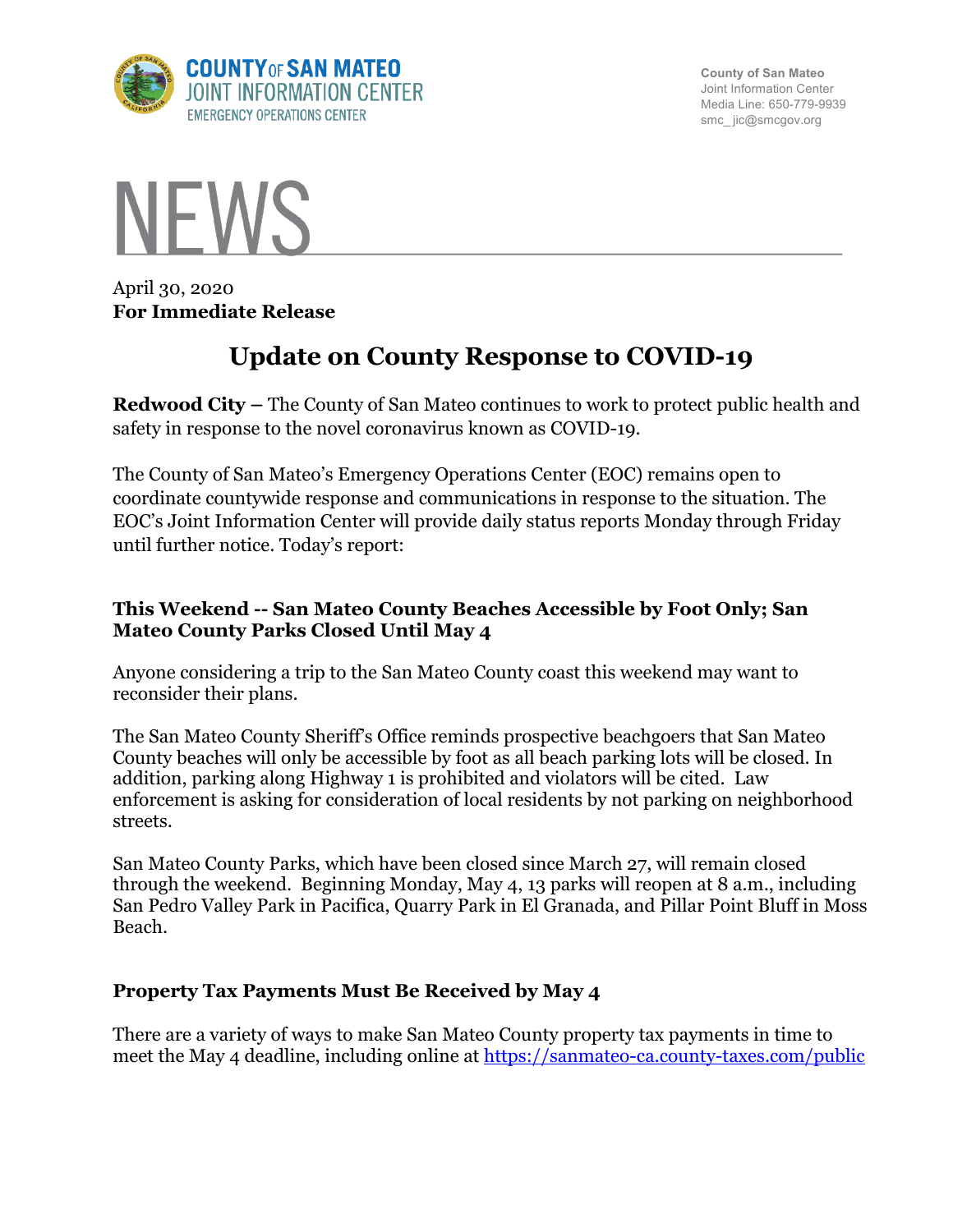**COUNTY OF SAN MATEO**
**JOINT INFORMATION CENTER**
**EMERGENCY OPERATIONS CENTER**

County of San Mateo
Joint Information Center
Media Line: 650-779-9939
smc_jic@smcgov.org

# NEWS

April 30, 2020
**For Immediate Release**

## Update on County Response to COVID-19

**Redwood City –** The County of San Mateo continues to work to protect public health and safety in response to the novel coronavirus known as COVID-19.

The County of San Mateo's Emergency Operations Center (EOC) remains open to coordinate countywide response and communications in response to the situation. The EOC's Joint Information Center will provide daily status reports Monday through Friday until further notice. Today's report:

### This Weekend -- San Mateo County Beaches Accessible by Foot Only; San Mateo County Parks Closed Until May 4

Anyone considering a trip to the San Mateo County coast this weekend may want to reconsider their plans.

The San Mateo County Sheriff's Office reminds prospective beachgoers that San Mateo County beaches will only be accessible by foot as all beach parking lots will be closed. In addition, parking along Highway 1 is prohibited and violators will be cited. Law enforcement is asking for consideration of local residents by not parking on neighborhood streets.

San Mateo County Parks, which have been closed since March 27, will remain closed through the weekend. Beginning Monday, May 4, 13 parks will reopen at 8 a.m., including San Pedro Valley Park in Pacifica, Quarry Park in El Granada, and Pillar Point Bluff in Moss Beach.

### Property Tax Payments Must Be Received by May 4

There are a variety of ways to make San Mateo County property tax payments in time to meet the May 4 deadline, including online at https://sanmateo-ca.county-taxes.com/public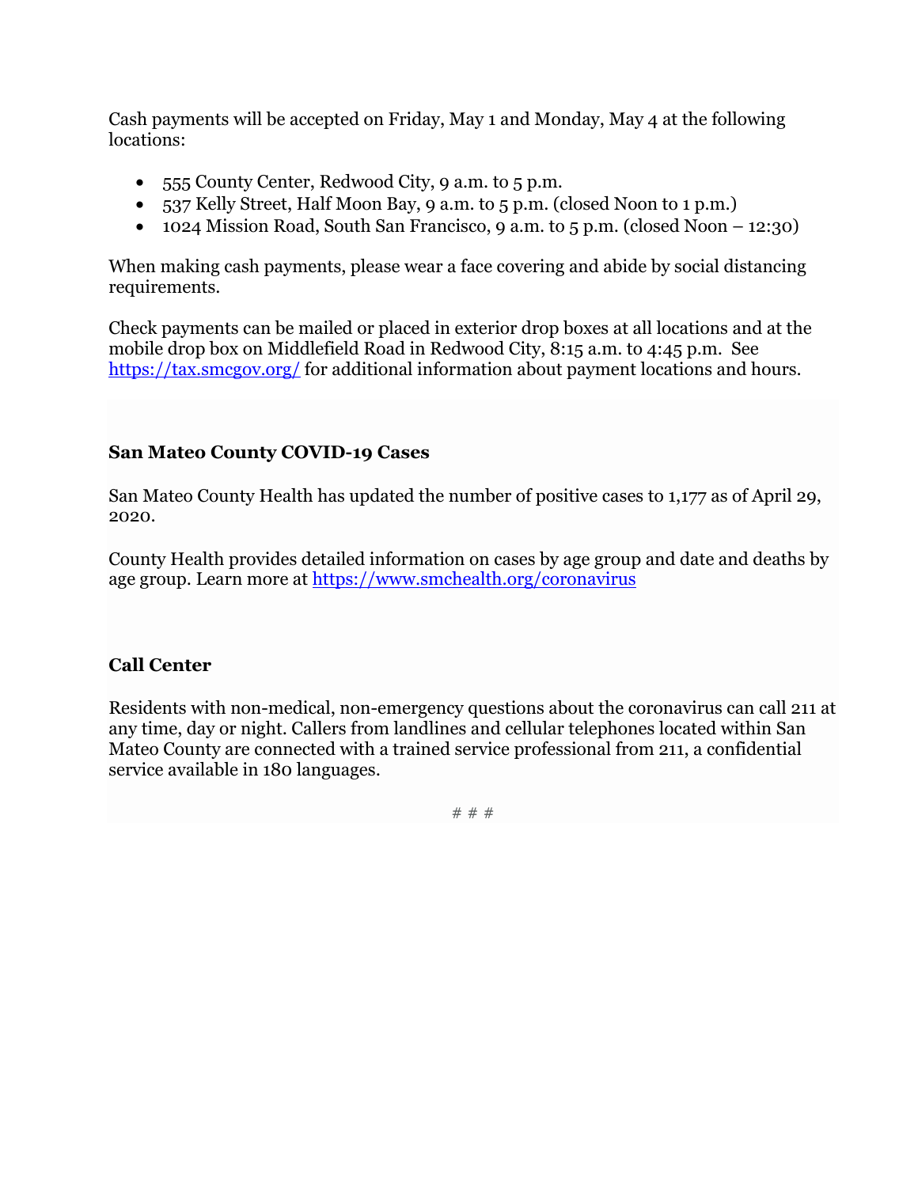Cash payments will be accepted on Friday, May 1 and Monday, May 4 at the following locations:

- 555 County Center, Redwood City, 9 a.m. to 5 p.m.
- 537 Kelly Street, Half Moon Bay, 9 a.m. to 5 p.m. (closed Noon to 1 p.m.)
- 1024 Mission Road, South San Francisco, 9 a.m. to 5 p.m. (closed Noon – 12:30)

When making cash payments, please wear a face covering and abide by social distancing requirements.

Check payments can be mailed or placed in exterior drop boxes at all locations and at the mobile drop box on Middlefield Road in Redwood City, 8:15 a.m. to 4:45 p.m. See https://tax.smcgov.org/ for additional information about payment locations and hours.

**San Mateo County COVID-19 Cases**

San Mateo County Health has updated the number of positive cases to 1,177 as of April 29, 2020.

County Health provides detailed information on cases by age group and date and deaths by age group. Learn more at https://www.smchealth.org/coronavirus

**Call Center**

Residents with non-medical, non-emergency questions about the coronavirus can call 211 at any time, day or night. Callers from landlines and cellular telephones located within San Mateo County are connected with a trained service professional from 211, a confidential service available in 180 languages.

# # #